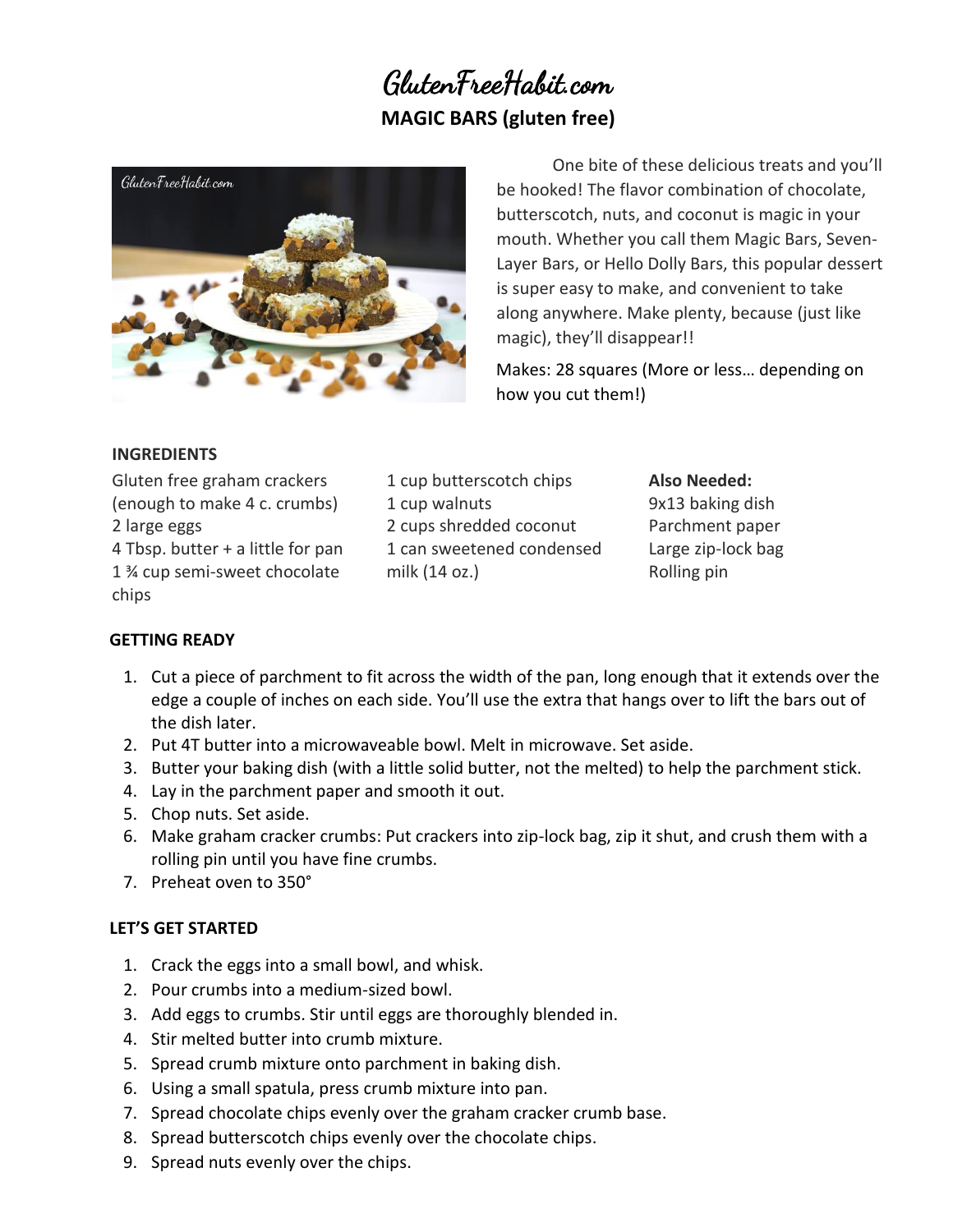# GlutenFreeHabit.com

## MAGIC BARS (gluten free)

One bite of these delicious treats and you'll be hooked! The flavor combination of chocolate, butterscotch, nuts, and coconut is magic in your mouth. Whether you call them Magic Bars, Seven-Layer Bars, or Hello Dolly Bars, this popular dessert is super easy to make, and convenient to take along anywhere. Make plenty, because (just like magic), they'll disappear!!

Makes: 28 squares (More or less… depending on how you cut them!)

### INGREDIENTS

Gluten free graham crackers (enough to make 4 c. crumbs)
2 large eggs
4 Tbsp. butter + a little for pan
1 ¾ cup semi-sweet chocolate chips
1 cup butterscotch chips
1 cup walnuts
2 cups shredded coconut
1 can sweetened condensed milk (14 oz.)

**Also Needed:**
9x13 baking dish
Parchment paper
Large zip-lock bag
Rolling pin

### GETTING READY

1. Cut a piece of parchment to fit across the width of the pan, long enough that it extends over the edge a couple of inches on each side. You'll use the extra that hangs over to lift the bars out of the dish later.
2. Put 4T butter into a microwaveable bowl. Melt in microwave. Set aside.
3. Butter your baking dish (with a little solid butter, not the melted) to help the parchment stick.
4. Lay in the parchment paper and smooth it out.
5. Chop nuts. Set aside.
6. Make graham cracker crumbs: Put crackers into zip-lock bag, zip it shut, and crush them with a rolling pin until you have fine crumbs.
7. Preheat oven to 350°

### LET'S GET STARTED

1. Crack the eggs into a small bowl, and whisk.
2. Pour crumbs into a medium-sized bowl.
3. Add eggs to crumbs. Stir until eggs are thoroughly blended in.
4. Stir melted butter into crumb mixture.
5. Spread crumb mixture onto parchment in baking dish.
6. Using a small spatula, press crumb mixture into pan.
7. Spread chocolate chips evenly over the graham cracker crumb base.
8. Spread butterscotch chips evenly over the chocolate chips.
9. Spread nuts evenly over the chips.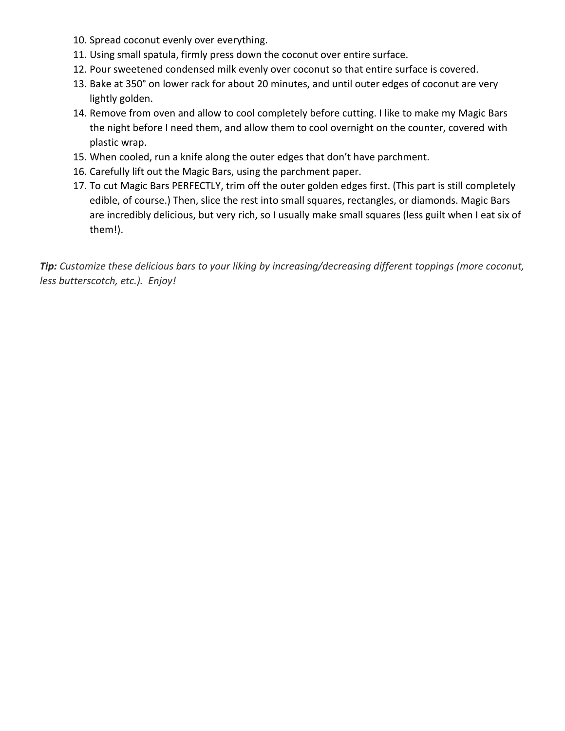10. Spread coconut evenly over everything.
11. Using small spatula, firmly press down the coconut over entire surface.
12. Pour sweetened condensed milk evenly over coconut so that entire surface is covered.
13. Bake at 350° on lower rack for about 20 minutes, and until outer edges of coconut are very lightly golden.
14. Remove from oven and allow to cool completely before cutting. I like to make my Magic Bars the night before I need them, and allow them to cool overnight on the counter, covered with plastic wrap.
15. When cooled, run a knife along the outer edges that don't have parchment.
16. Carefully lift out the Magic Bars, using the parchment paper.
17. To cut Magic Bars PERFECTLY, trim off the outer golden edges first. (This part is still completely edible, of course.) Then, slice the rest into small squares, rectangles, or diamonds. Magic Bars are incredibly delicious, but very rich, so I usually make small squares (less guilt when I eat six of them!).

***Tip:*** *Customize these delicious bars to your liking by increasing/decreasing different toppings (more coconut, less butterscotch, etc.). Enjoy!*